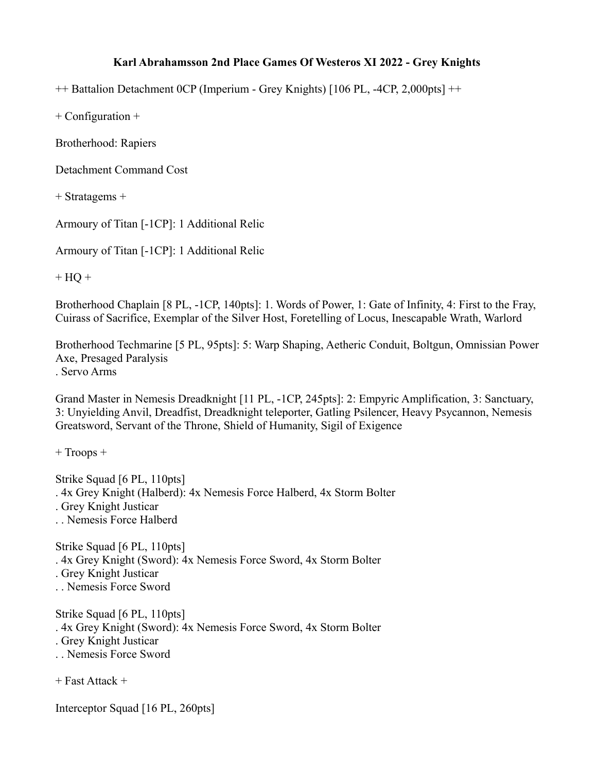# Karl Abrahamsson 2nd Place Games Of Westeros XI 2022 - Grey Knights

++ Battalion Detachment 0CP (Imperium - Grey Knights) [106 PL, -4CP, 2,000pts] ++

+ Configuration +

Brotherhood: Rapiers

Detachment Command Cost

+ Stratagems +

Armoury of Titan [-1CP]: 1 Additional Relic

Armoury of Titan [-1CP]: 1 Additional Relic

+ HQ +

Brotherhood Chaplain [8 PL, -1CP, 140pts]: 1. Words of Power, 1: Gate of Infinity, 4: First to the Fray, Cuirass of Sacrifice, Exemplar of the Silver Host, Foretelling of Locus, Inescapable Wrath, Warlord

Brotherhood Techmarine [5 PL, 95pts]: 5: Warp Shaping, Aetheric Conduit, Boltgun, Omnissian Power Axe, Presaged Paralysis
. Servo Arms

Grand Master in Nemesis Dreadknight [11 PL, -1CP, 245pts]: 2: Empyric Amplification, 3: Sanctuary, 3: Unyielding Anvil, Dreadfist, Dreadknight teleporter, Gatling Psilencer, Heavy Psycannon, Nemesis Greatsword, Servant of the Throne, Shield of Humanity, Sigil of Exigence

+ Troops +

Strike Squad [6 PL, 110pts]
. 4x Grey Knight (Halberd): 4x Nemesis Force Halberd, 4x Storm Bolter
. Grey Knight Justicar
. . Nemesis Force Halberd

Strike Squad [6 PL, 110pts]
. 4x Grey Knight (Sword): 4x Nemesis Force Sword, 4x Storm Bolter
. Grey Knight Justicar
. . Nemesis Force Sword

Strike Squad [6 PL, 110pts]
. 4x Grey Knight (Sword): 4x Nemesis Force Sword, 4x Storm Bolter
. Grey Knight Justicar
. . Nemesis Force Sword

+ Fast Attack +

Interceptor Squad [16 PL, 260pts]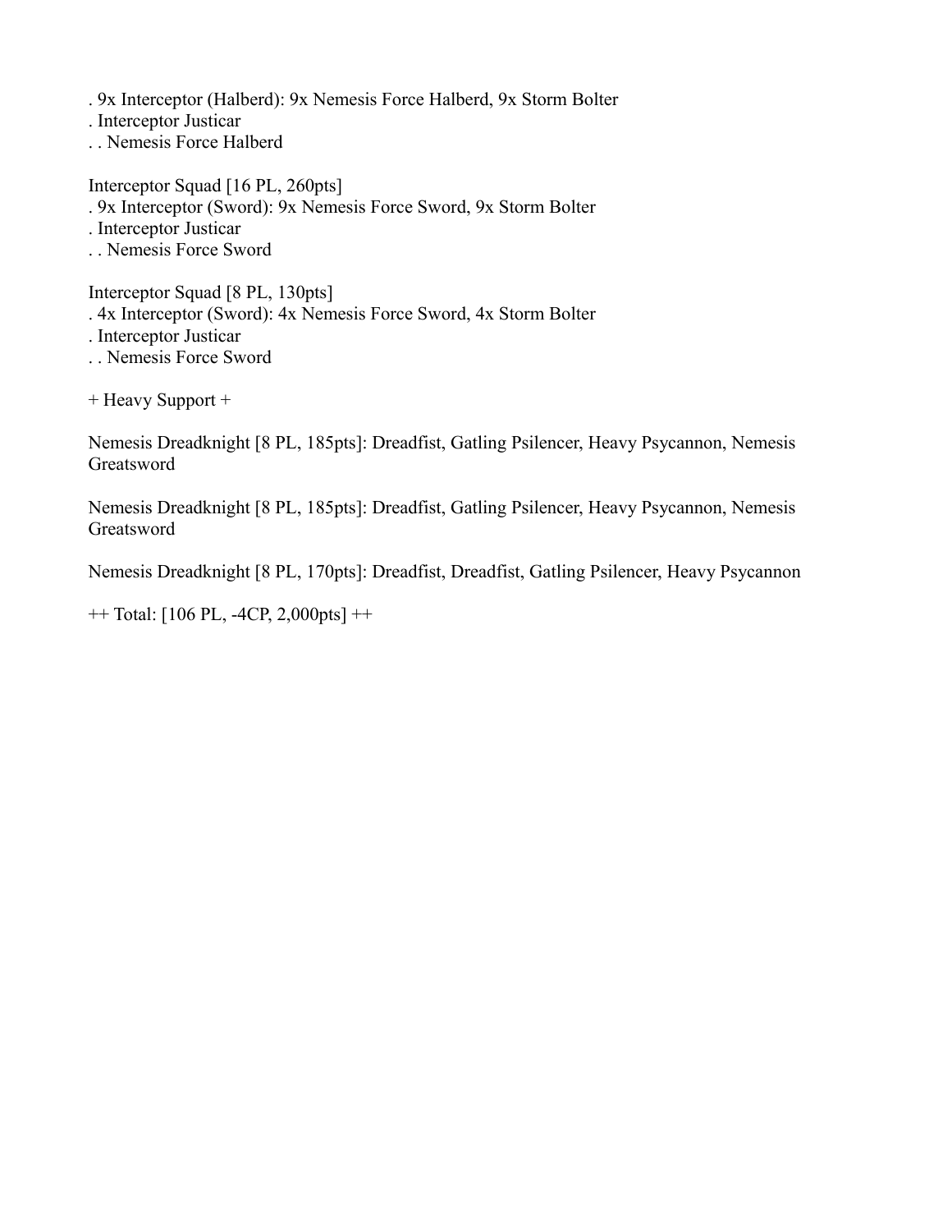. 9x Interceptor (Halberd): 9x Nemesis Force Halberd, 9x Storm Bolter
. Interceptor Justicar
. . Nemesis Force Halberd

Interceptor Squad [16 PL, 260pts]
. 9x Interceptor (Sword): 9x Nemesis Force Sword, 9x Storm Bolter
. Interceptor Justicar
. . Nemesis Force Sword

Interceptor Squad [8 PL, 130pts]
. 4x Interceptor (Sword): 4x Nemesis Force Sword, 4x Storm Bolter
. Interceptor Justicar
. . Nemesis Force Sword

+ Heavy Support +

Nemesis Dreadknight [8 PL, 185pts]: Dreadfist, Gatling Psilencer, Heavy Psycannon, Nemesis Greatsword

Nemesis Dreadknight [8 PL, 185pts]: Dreadfist, Gatling Psilencer, Heavy Psycannon, Nemesis Greatsword

Nemesis Dreadknight [8 PL, 170pts]: Dreadfist, Dreadfist, Gatling Psilencer, Heavy Psycannon

++ Total: [106 PL, -4CP, 2,000pts] ++